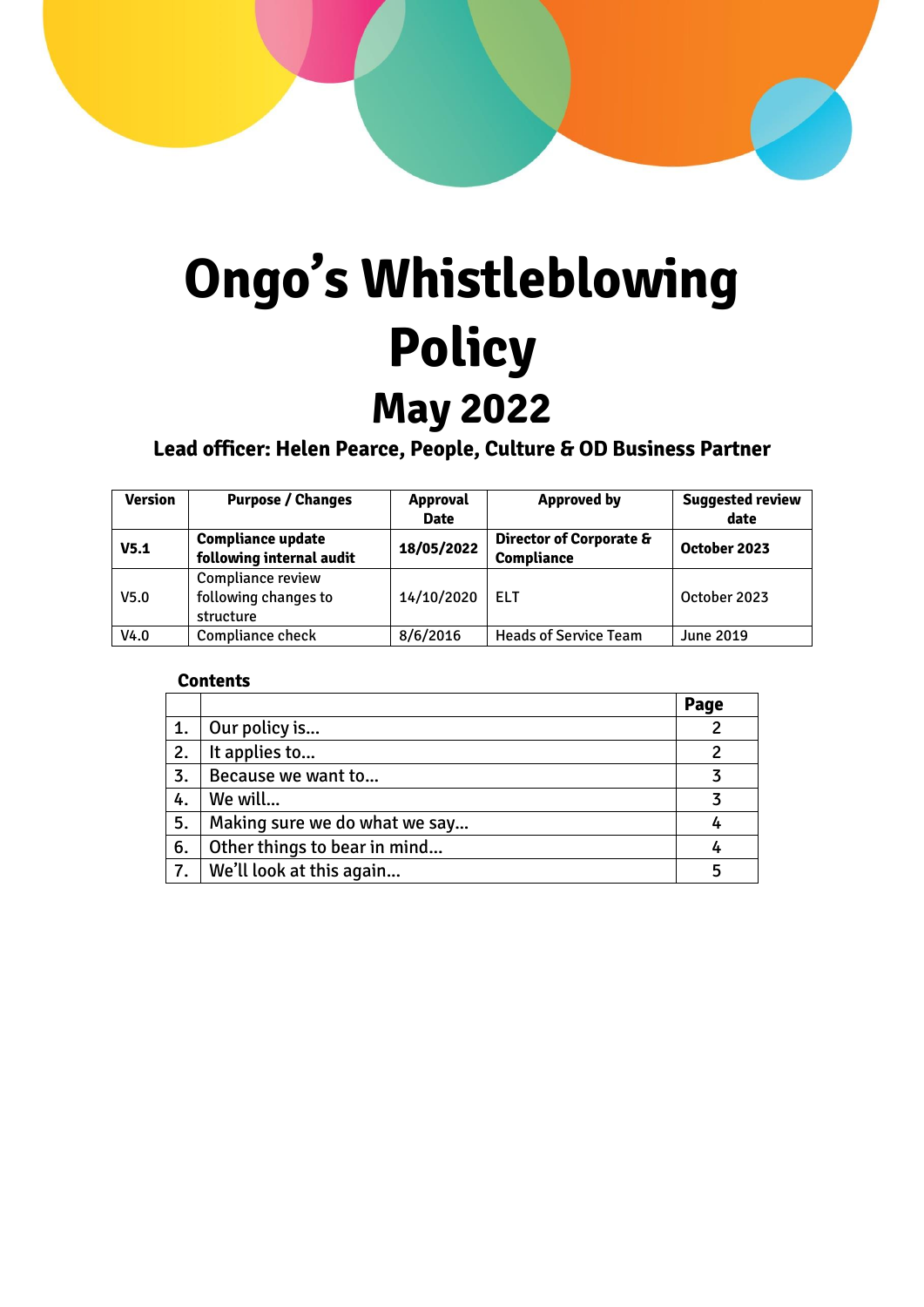# Ongo's Whistleblowing Policy

## May 2022

**Lead officer: Helen Pearce, People, Culture & OD Business Partner**

| Version | Purpose / Changes | Approval Date | Approved by | Suggested review date |
|---|---|---|---|---|
| **V5.1** | **Compliance update following internal audit** | **18/05/2022** | **Director of Corporate & Compliance** | **October 2023** |
| V5.0 | Compliance review following changes to structure | 14/10/2020 | ELT | October 2023 |
| V4.0 | Compliance check | 8/6/2016 | Heads of Service Team | June 2019 |

**Contents**

| | | Page |
|---|---|---|
| 1. | Our policy is… | 2 |
| 2. | It applies to… | 2 |
| 3. | Because we want to… | 3 |
| 4. | We will… | 3 |
| 5. | Making sure we do what we say… | 4 |
| 6. | Other things to bear in mind… | 4 |
| 7. | We'll look at this again… | 5 |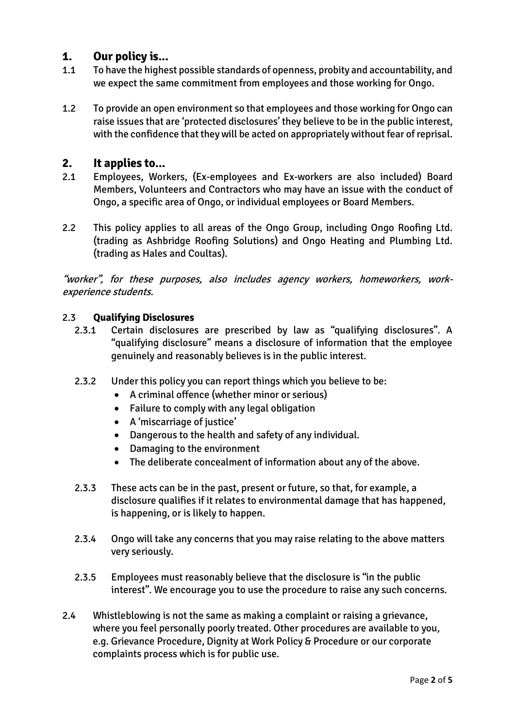## 1. Our policy is...

1.1 To have the highest possible standards of openness, probity and accountability, and we expect the same commitment from employees and those working for Ongo.

1.2 To provide an open environment so that employees and those working for Ongo can raise issues that are 'protected disclosures' they believe to be in the public interest, with the confidence that they will be acted on appropriately without fear of reprisal.

## 2. It applies to...

2.1 Employees, Workers, (Ex-employees and Ex-workers are also included) Board Members, Volunteers and Contractors who may have an issue with the conduct of Ongo, a specific area of Ongo, or individual employees or Board Members.

2.2 This policy applies to all areas of the Ongo Group, including Ongo Roofing Ltd. (trading as Ashbridge Roofing Solutions) and Ongo Heating and Plumbing Ltd. (trading as Hales and Coultas).

*"worker", for these purposes, also includes agency workers, homeworkers, work-experience students.*

2.3 **Qualifying Disclosures**

2.3.1 Certain disclosures are prescribed by law as "qualifying disclosures". A "qualifying disclosure" means a disclosure of information that the employee genuinely and reasonably believes is in the public interest.

2.3.2 Under this policy you can report things which you believe to be:

- A criminal offence (whether minor or serious)
- Failure to comply with any legal obligation
- A 'miscarriage of justice'
- Dangerous to the health and safety of any individual.
- Damaging to the environment
- The deliberate concealment of information about any of the above.

2.3.3 These acts can be in the past, present or future, so that, for example, a disclosure qualifies if it relates to environmental damage that has happened, is happening, or is likely to happen.

2.3.4 Ongo will take any concerns that you may raise relating to the above matters very seriously.

2.3.5 Employees must reasonably believe that the disclosure is "in the public interest". We encourage you to use the procedure to raise any such concerns.

2.4 Whistleblowing is not the same as making a complaint or raising a grievance, where you feel personally poorly treated. Other procedures are available to you, e.g. Grievance Procedure, Dignity at Work Policy & Procedure or our corporate complaints process which is for public use.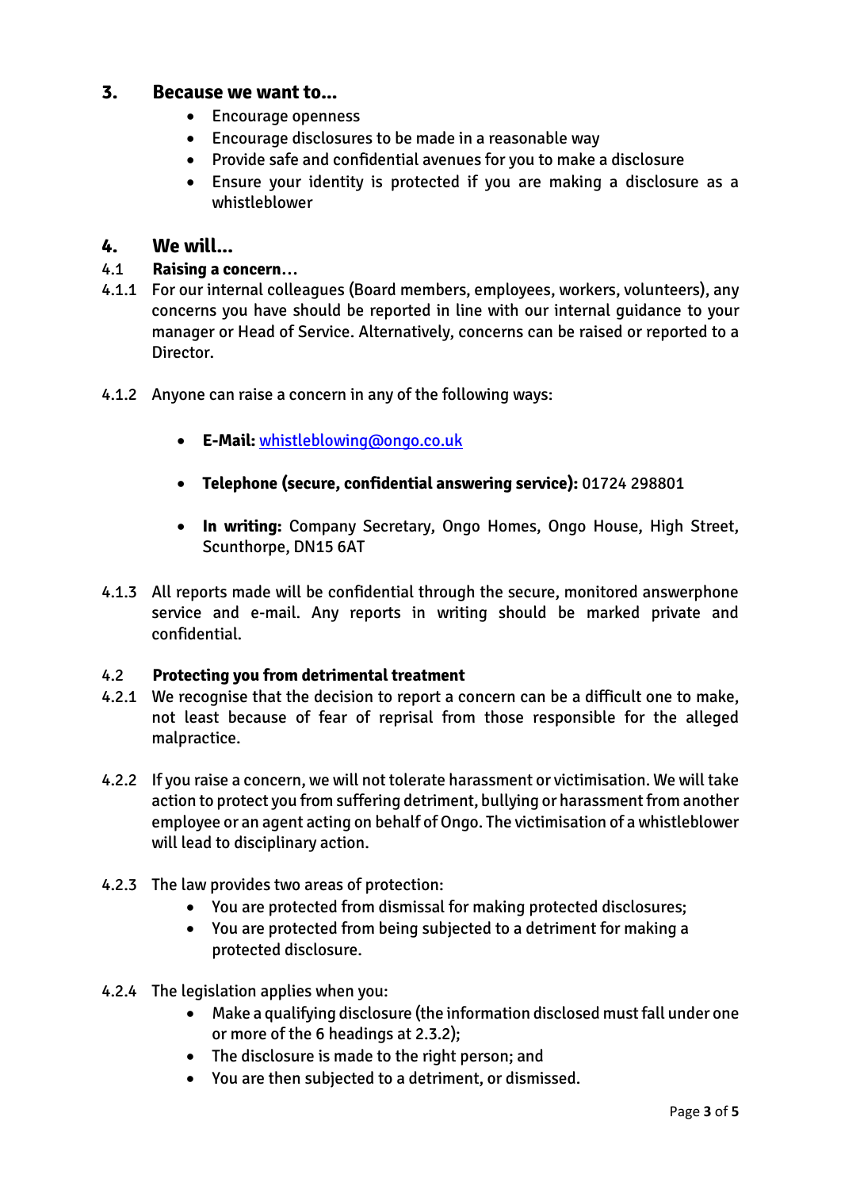## 3. Because we want to...

- Encourage openness
- Encourage disclosures to be made in a reasonable way
- Provide safe and confidential avenues for you to make a disclosure
- Ensure your identity is protected if you are making a disclosure as a whistleblower

## 4. We will...

### 4.1 Raising a concern…

4.1.1 For our internal colleagues (Board members, employees, workers, volunteers), any concerns you have should be reported in line with our internal guidance to your manager or Head of Service. Alternatively, concerns can be raised or reported to a Director.

4.1.2 Anyone can raise a concern in any of the following ways:

- **E-Mail:** [whistleblowing@ongo.co.uk](mailto:whistleblowing@ongo.co.uk)
- **Telephone (secure, confidential answering service):** 01724 298801
- **In writing:** Company Secretary, Ongo Homes, Ongo House, High Street, Scunthorpe, DN15 6AT

4.1.3 All reports made will be confidential through the secure, monitored answerphone service and e-mail. Any reports in writing should be marked private and confidential.

### 4.2 Protecting you from detrimental treatment

4.2.1 We recognise that the decision to report a concern can be a difficult one to make, not least because of fear of reprisal from those responsible for the alleged malpractice.

4.2.2 If you raise a concern, we will not tolerate harassment or victimisation. We will take action to protect you from suffering detriment, bullying or harassment from another employee or an agent acting on behalf of Ongo. The victimisation of a whistleblower will lead to disciplinary action.

4.2.3 The law provides two areas of protection:

- You are protected from dismissal for making protected disclosures;
- You are protected from being subjected to a detriment for making a protected disclosure.

4.2.4 The legislation applies when you:

- Make a qualifying disclosure (the information disclosed must fall under one or more of the 6 headings at 2.3.2);
- The disclosure is made to the right person; and
- You are then subjected to a detriment, or dismissed.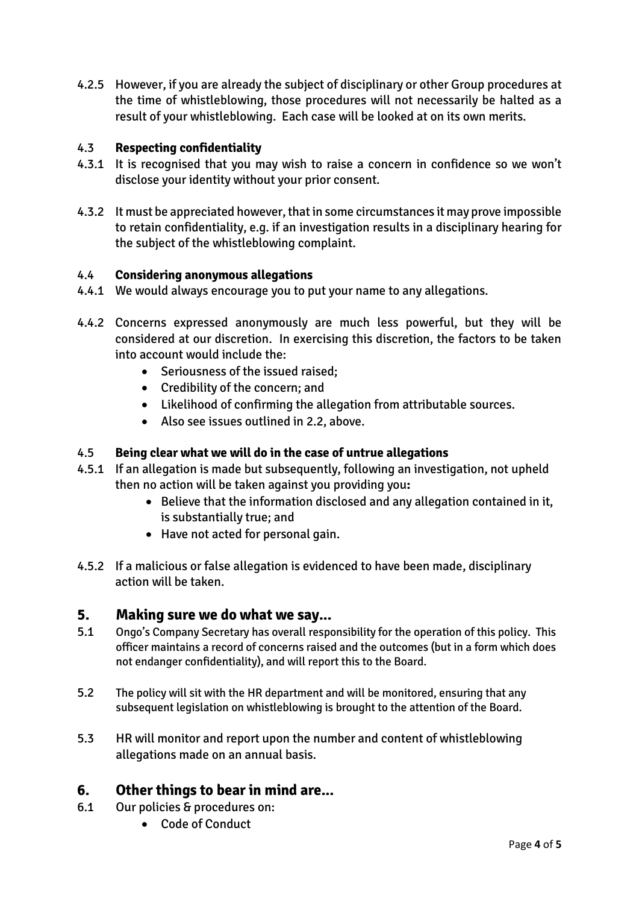4.2.5 However, if you are already the subject of disciplinary or other Group procedures at the time of whistleblowing, those procedures will not necessarily be halted as a result of your whistleblowing. Each case will be looked at on its own merits.

### 4.3 **Respecting confidentiality**

4.3.1 It is recognised that you may wish to raise a concern in confidence so we won't disclose your identity without your prior consent.

4.3.2 It must be appreciated however, that in some circumstances it may prove impossible to retain confidentiality, e.g. if an investigation results in a disciplinary hearing for the subject of the whistleblowing complaint.

### 4.4 **Considering anonymous allegations**

4.4.1 We would always encourage you to put your name to any allegations.

4.4.2 Concerns expressed anonymously are much less powerful, but they will be considered at our discretion. In exercising this discretion, the factors to be taken into account would include the:

- Seriousness of the issued raised;
- Credibility of the concern; and
- Likelihood of confirming the allegation from attributable sources.
- Also see issues outlined in 2.2, above.

### 4.5 **Being clear what we will do in the case of untrue allegations**

4.5.1 If an allegation is made but subsequently, following an investigation, not upheld then no action will be taken against you providing you**:**

- Believe that the information disclosed and any allegation contained in it, is substantially true; and
- Have not acted for personal gain.

4.5.2 If a malicious or false allegation is evidenced to have been made, disciplinary action will be taken.

## 5. Making sure we do what we say...

5.1 Ongo's Company Secretary has overall responsibility for the operation of this policy. This officer maintains a record of concerns raised and the outcomes (but in a form which does not endanger confidentiality), and will report this to the Board.

5.2 The policy will sit with the HR department and will be monitored, ensuring that any subsequent legislation on whistleblowing is brought to the attention of the Board.

5.3 HR will monitor and report upon the number and content of whistleblowing allegations made on an annual basis.

## 6. Other things to bear in mind are...

6.1 Our policies & procedures on:

- Code of Conduct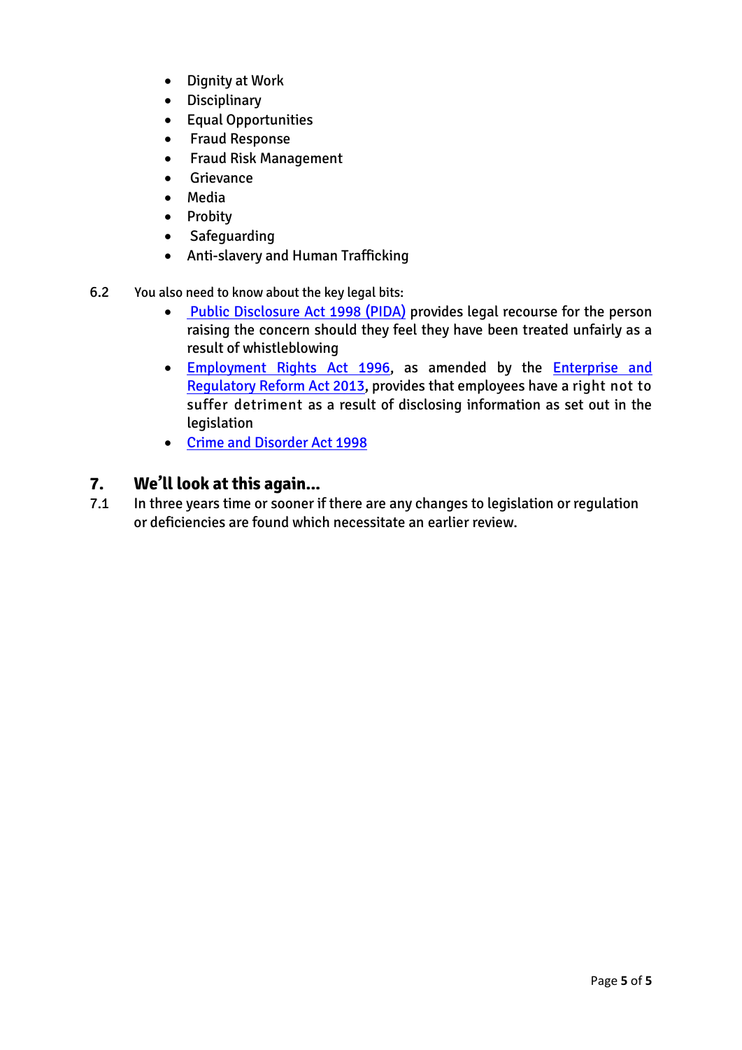- Dignity at Work
- Disciplinary
- Equal Opportunities
- Fraud Response
- Fraud Risk Management
- Grievance
- Media
- Probity
- Safeguarding
- Anti-slavery and Human Trafficking

6.2 You also need to know about the key legal bits:

- Public Disclosure Act 1998 (PIDA) provides legal recourse for the person raising the concern should they feel they have been treated unfairly as a result of whistleblowing
- Employment Rights Act 1996, as amended by the Enterprise and Regulatory Reform Act 2013, provides that employees have a right not to suffer detriment as a result of disclosing information as set out in the legislation
- Crime and Disorder Act 1998

## 7. We'll look at this again...

7.1 In three years time or sooner if there are any changes to legislation or regulation or deficiencies are found which necessitate an earlier review.